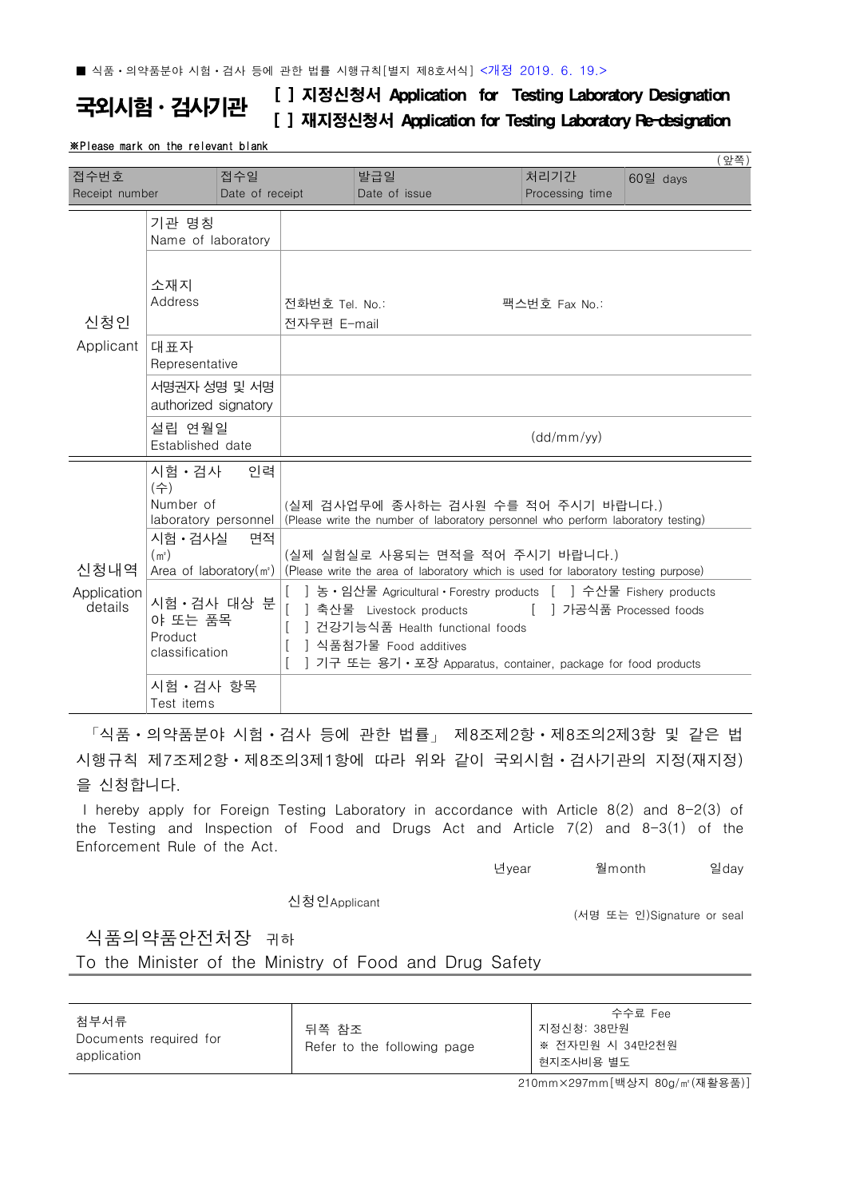■ 식품ㆍ의약품분야 시험ㆍ검사 등에 관한 법률 시행규칙[별지 제8호서식] <개정 2019. 6. 19.>

# 국외시험ㆍ검사기관

**[ ] 지정신청서 Application for Testing Laboratory Designation**
**[ ] 재지정신청서 Application for Testing Laboratory Re-designation**

※Please mark on the relevant blank

(앞쪽)

| 접수번호 Receipt number | 접수일 Date of receipt | 발급일 Date of issue | 처리기간 Processing time | 60일 days |
|---|---|---|---|---|

| | | |
|---|---|---|
| 신청인 Applicant | 기관 명칭 Name of laboratory | |
| | 소재지 Address | 전화번호 Tel. No.: 팩스번호 Fax No.: <br> 전자우편 E-mail |
| | 대표자 Representative | |
| | 서명권자 성명 및 서명 authorized signatory | |
| | 설립 연월일 Established date | (dd/mm/yy) |
| 신청내역 Application details | 시험ㆍ검사 인력(수) Number of laboratory personnel | (실제 검사업무에 종사하는 검사원 수를 적어 주시기 바랍니다.) (Please write the number of laboratory personnel who perform laboratory testing) |
| | 시험ㆍ검사실 면적(㎡) Area of laboratory(㎡) | (실제 실험실로 사용되는 면적을 적어 주시기 바랍니다.) (Please write the area of laboratory which is used for laboratory testing purpose) |
| | 시험ㆍ검사 대상 분야 또는 품목 Product classification | [ ] 농ㆍ임산물 Agricultural ㆍ Forestry products [ ] 수산물 Fishery products <br> [ ] 축산물 Livestock products [ ] 가공식품 Processed foods <br> [ ] 건강기능식품 Health functional foods <br> [ ] 식품첨가물 Food additives <br> [ ] 기구 또는 용기ㆍ포장 Apparatus, container, package for food products |
| | 시험ㆍ검사 항목 Test items | |

「식품ㆍ의약품분야 시험ㆍ검사 등에 관한 법률」 제8조제2항ㆍ제8조의2제3항 및 같은 법 시행규칙 제7조제2항ㆍ제8조의3제1항에 따라 위와 같이 국외시험ㆍ검사기관의 지정(재지정)을 신청합니다.

I hereby apply for Foreign Testing Laboratory in accordance with Article 8(2) and 8-2(3) of the Testing and Inspection of Food and Drugs Act and Article 7(2) and 8-3(1) of the Enforcement Rule of the Act.

년year 월month 일day

신청인Applicant (서명 또는 인)Signature or seal

식품의약품안전처장 귀하
To the Minister of the Ministry of Food and Drug Safety

| 첨부서류 Documents required for application | 뒤쪽 참조 Refer to the following page | 수수료 Fee <br> 지정신청: 38만원 <br> ※ 전자민원 시 34만2천원 <br> 현지조사비용 별도 |
|---|---|---|

210mm×297mm[백상지 80g/㎡(재활용품)]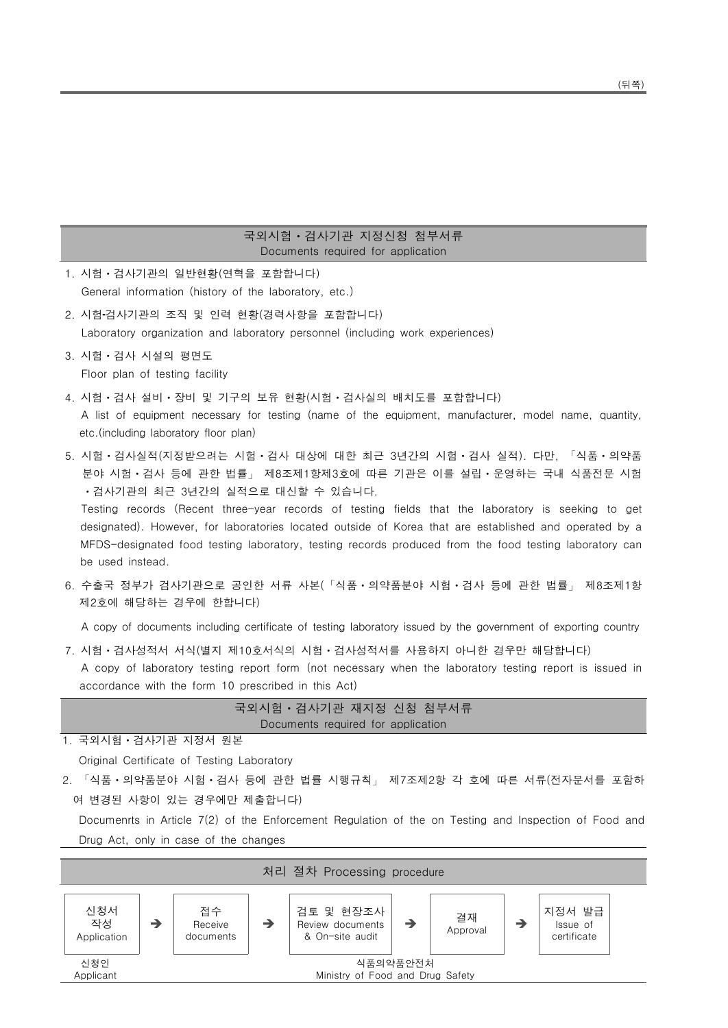## 국외시험ㆍ검사기관 지정신청 첨부서류
Documents required for application

1. 시험ㆍ검사기관의 일반현황(연혁을 포함합니다)
   General information (history of the laboratory, etc.)
2. 시험•검사기관의 조직 및 인력 현황(경력사항을 포함합니다)
   Laboratory organization and laboratory personnel (including work experiences)
3. 시험ㆍ검사 시설의 평면도
   Floor plan of testing facility
4. 시험ㆍ검사 설비ㆍ장비 및 기구의 보유 현황(시험ㆍ검사실의 배치도를 포함합니다)
   A list of equipment necessary for testing (name of the equipment, manufacturer, model name, quantity, etc.(including laboratory floor plan)
5. 시험ㆍ검사실적(지정받으려는 시험ㆍ검사 대상에 대한 최근 3년간의 시험ㆍ검사 실적). 다만, 「식품ㆍ의약품 분야 시험ㆍ검사 등에 관한 법률」 제8조제1항제3호에 따른 기관은 이를 설립ㆍ운영하는 국내 식품전문 시험ㆍ검사기관의 최근 3년간의 실적으로 대신할 수 있습니다.
   Testing records (Recent three-year records of testing fields that the laboratory is seeking to get designated). However, for laboratories located outside of Korea that are established and operated by a MFDS-designated food testing laboratory, testing records produced from the food testing laboratory can be used instead.
6. 수출국 정부가 검사기관으로 공인한 서류 사본(「식품ㆍ의약품분야 시험ㆍ검사 등에 관한 법률」 제8조제1항 제2호에 해당하는 경우에 한합니다)
   A copy of documents including certificate of testing laboratory issued by the government of exporting country
7. 시험ㆍ검사성적서 서식(별지 제10호서식의 시험ㆍ검사성적서를 사용하지 아니한 경우만 해당합니다)
   A copy of laboratory testing report form (not necessary when the laboratory testing report is issued in accordance with the form 10 prescribed in this Act)

## 국외시험ㆍ검사기관 재지정 신청 첨부서류
Documents required for application

1. 국외시험ㆍ검사기관 지정서 원본
   Original Certificate of Testing Laboratory
2. 「식품ㆍ의약품분야 시험ㆍ검사 등에 관한 법률 시행규칙」 제7조제2항 각 호에 따른 서류(전자문서를 포함하여 변경된 사항이 있는 경우에만 제출합니다)
   Documenrts in Article 7(2) of the Enforcement Regulation of the on Testing and Inspection of Food and Drug Act, only in case of the changes

## 처리 절차 Processing procedure

| 신청서 작성 Application | ➔ | 접수 Receive documents | ➔ | 검토 및 현장조사 Review documents & On-site audit | ➔ | 결재 Approval | ➔ | 지정서 발급 Issue of certificate |
|---|---|---|---|---|---|---|---|---|
| 신청인 Applicant | | 식품의약품안전처 Ministry of Food and Drug Safety | | | | | | |